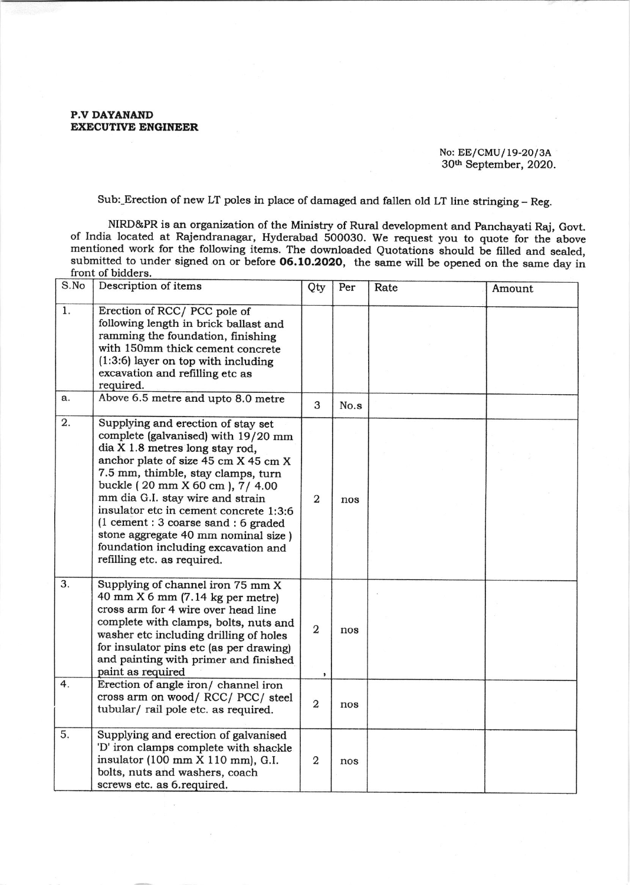**P.V DAYANAND**
**EXECUTIVE ENGINEER**

No: EE/CMU/19-20/3A
30th September, 2020.

Sub: Erection of new LT poles in place of damaged and fallen old LT line stringing – Reg.

NIRD&PR is an organization of the Ministry of Rural development and Panchayati Raj, Govt. of India located at Rajendranagar, Hyderabad 500030. We request you to quote for the above mentioned work for the following items. The downloaded Quotations should be filled and sealed, submitted to under signed on or before **06.10.2020**, the same will be opened on the same day in front of bidders.

| S.No | Description of items | Qty | Per | Rate | Amount |
|---|---|---|---|---|---|
| 1. | Erection of RCC/ PCC pole of following length in brick ballast and ramming the foundation, finishing with 150mm thick cement concrete (1:3:6) layer on top with including excavation and refilling etc as required. | | | | |
| a. | Above 6.5 metre and upto 8.0 metre | 3 | No.s | | |
| 2. | Supplying and erection of stay set complete (galvanised) with 19/20 mm dia X 1.8 metres long stay rod, anchor plate of size 45 cm X 45 cm X 7.5 mm, thimble, stay clamps, turn buckle ( 20 mm X 60 cm ), 7/ 4.00 mm dia G.I. stay wire and strain insulator etc in cement concrete 1:3:6 (1 cement : 3 coarse sand : 6 graded stone aggregate 40 mm nominal size ) foundation including excavation and refilling etc. as required. | 2 | nos | | |
| 3. | Supplying of channel iron 75 mm X 40 mm X 6 mm (7.14 kg per metre) cross arm for 4 wire over head line complete with clamps, bolts, nuts and washer etc including drilling of holes for insulator pins etc (as per drawing) and painting with primer and finished paint as required | 2 | nos | | |
| 4. | Erection of angle iron/ channel iron cross arm on wood/ RCC/ PCC/ steel tubular/ rail pole etc. as required. | 2 | nos | | |
| 5. | Supplying and erection of galvanised 'D' iron clamps complete with shackle insulator (100 mm X 110 mm), G.I. bolts, nuts and washers, coach screws etc. as 6.required. | 2 | nos | | |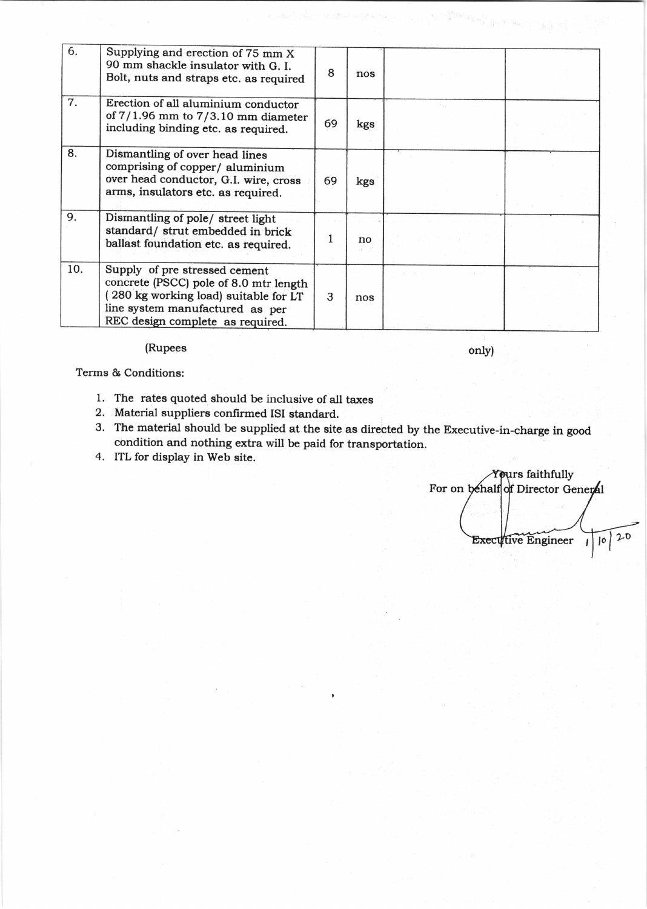| | | | | | |
|---|---|---|---|---|---|
| 6. | Supplying and erection of 75 mm X 90 mm shackle insulator with G. I. Bolt, nuts and straps etc. as required | 8 | nos | | |
| 7. | Erection of all aluminium conductor of 7/1.96 mm to 7/3.10 mm diameter including binding etc. as required. | 69 | kgs | | |
| 8. | Dismantling of over head lines comprising of copper/ aluminium over head conductor, G.I. wire, cross arms, insulators etc. as required. | 69 | kgs | | |
| 9. | Dismantling of pole/ street light standard/ strut embedded in brick ballast foundation etc. as required. | 1 | no | | |
| 10. | Supply of pre stressed cement concrete (PSCC) pole of 8.0 mtr length ( 280 kg working load) suitable for LT line system manufactured as per REC design complete as required. | 3 | nos | | |

(Rupees only)

Terms & Conditions:

1. The rates quoted should be inclusive of all taxes
2. Material suppliers confirmed ISI standard.
3. The material should be supplied at the site as directed by the Executive-in-charge in good condition and nothing extra will be paid for transportation.
4. ITL for display in Web site.

Yours faithfully

For on behalf of Director General

Executive Engineer 1/10/20